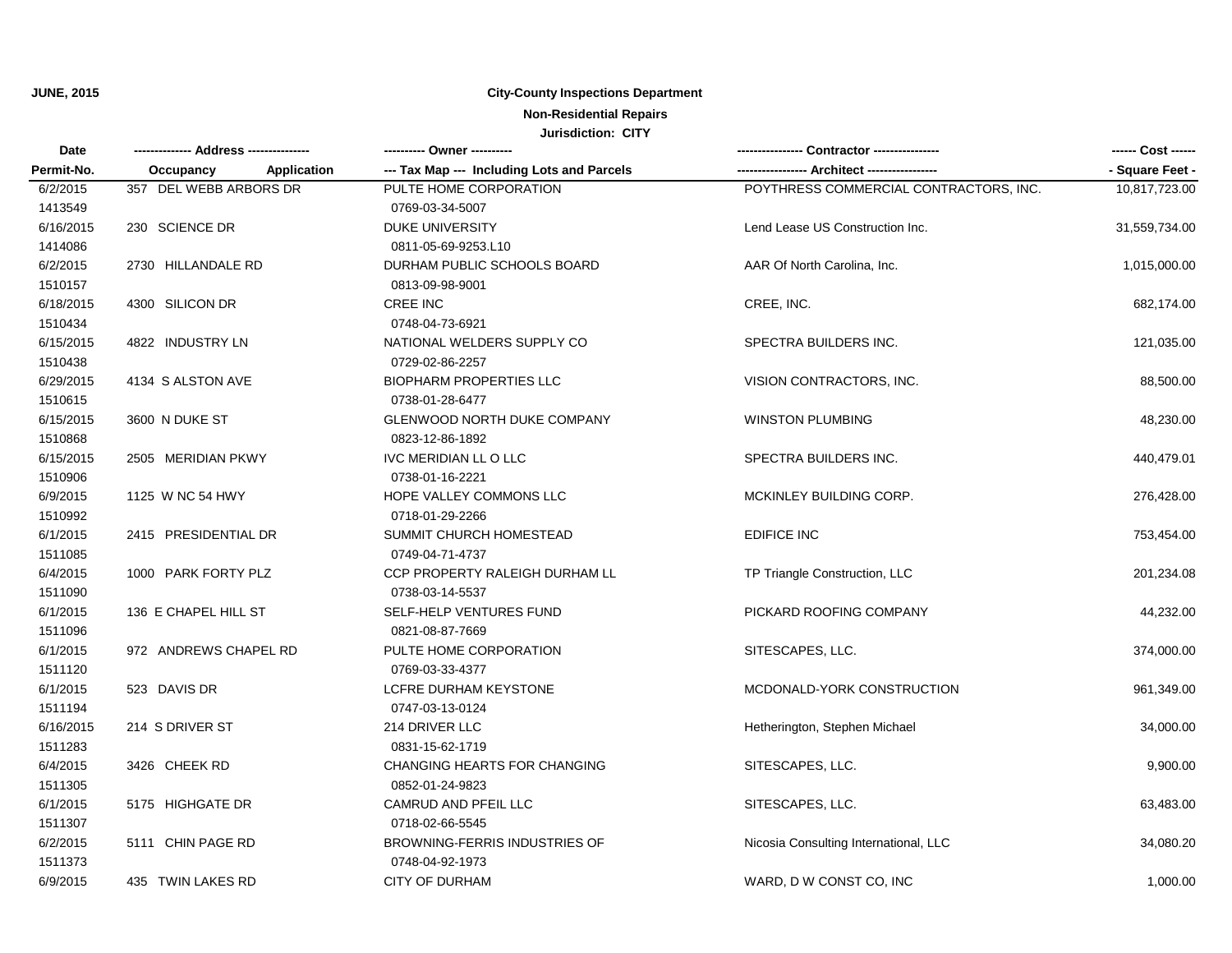**JUNE, 2015**

# City-County Inspections Department

## Non-Residential Repairs

### Jurisdiction: CITY

| Date<br>Permit-No. | ------------- Address --------------<br>Occupancy Application | ---------- Owner ----------<br>--- Tax Map --- Including Lots and Parcels | --------------- Contractor ---------------<br>---------------- Architect ---------------- | ------ Cost ------<br>- Square Feet - |
|---|---|---|---|---|
| 6/2/2015<br>1413549 | 357 DEL WEBB ARBORS DR | PULTE HOME CORPORATION<br>0769-03-34-5007 | POYTHRESS COMMERCIAL CONTRACTORS, INC. | 10,817,723.00 |
| 6/16/2015<br>1414086 | 230 SCIENCE DR | DUKE UNIVERSITY<br>0811-05-69-9253.L10 | Lend Lease US Construction Inc. | 31,559,734.00 |
| 6/2/2015<br>1510157 | 2730 HILLANDALE RD | DURHAM PUBLIC SCHOOLS BOARD<br>0813-09-98-9001 | AAR Of North Carolina, Inc. | 1,015,000.00 |
| 6/18/2015<br>1510434 | 4300 SILICON DR | CREE INC<br>0748-04-73-6921 | CREE, INC. | 682,174.00 |
| 6/15/2015<br>1510438 | 4822 INDUSTRY LN | NATIONAL WELDERS SUPPLY CO<br>0729-02-86-2257 | SPECTRA BUILDERS INC. | 121,035.00 |
| 6/29/2015<br>1510615 | 4134 S ALSTON AVE | BIOPHARM PROPERTIES LLC<br>0738-01-28-6477 | VISION CONTRACTORS, INC. | 88,500.00 |
| 6/15/2015<br>1510868 | 3600 N DUKE ST | GLENWOOD NORTH DUKE COMPANY<br>0823-12-86-1892 | WINSTON PLUMBING | 48,230.00 |
| 6/15/2015<br>1510906 | 2505 MERIDIAN PKWY | IVC MERIDIAN LL O LLC<br>0738-01-16-2221 | SPECTRA BUILDERS INC. | 440,479.01 |
| 6/9/2015<br>1510992 | 1125 W NC 54 HWY | HOPE VALLEY COMMONS LLC<br>0718-01-29-2266 | MCKINLEY BUILDING CORP. | 276,428.00 |
| 6/1/2015<br>1511085 | 2415 PRESIDENTIAL DR | SUMMIT CHURCH HOMESTEAD<br>0749-04-71-4737 | EDIFICE INC | 753,454.00 |
| 6/4/2015<br>1511090 | 1000 PARK FORTY PLZ | CCP PROPERTY RALEIGH DURHAM LL<br>0738-03-14-5537 | TP Triangle Construction, LLC | 201,234.08 |
| 6/1/2015<br>1511096 | 136 E CHAPEL HILL ST | SELF-HELP VENTURES FUND<br>0821-08-87-7669 | PICKARD ROOFING COMPANY | 44,232.00 |
| 6/1/2015<br>1511120 | 972 ANDREWS CHAPEL RD | PULTE HOME CORPORATION<br>0769-03-33-4377 | SITESCAPES, LLC. | 374,000.00 |
| 6/1/2015<br>1511194 | 523 DAVIS DR | LCFRE DURHAM KEYSTONE<br>0747-03-13-0124 | MCDONALD-YORK CONSTRUCTION | 961,349.00 |
| 6/16/2015<br>1511283 | 214 S DRIVER ST | 214 DRIVER LLC<br>0831-15-62-1719 | Hetherington, Stephen Michael | 34,000.00 |
| 6/4/2015<br>1511305 | 3426 CHEEK RD | CHANGING HEARTS FOR CHANGING<br>0852-01-24-9823 | SITESCAPES, LLC. | 9,900.00 |
| 6/1/2015<br>1511307 | 5175 HIGHGATE DR | CAMRUD AND PFEIL LLC<br>0718-02-66-5545 | SITESCAPES, LLC. | 63,483.00 |
| 6/2/2015<br>1511373 | 5111 CHIN PAGE RD | BROWNING-FERRIS INDUSTRIES OF<br>0748-04-92-1973 | Nicosia Consulting International, LLC | 34,080.20 |
| 6/9/2015 | 435 TWIN LAKES RD | CITY OF DURHAM | WARD, D W CONST CO, INC | 1,000.00 |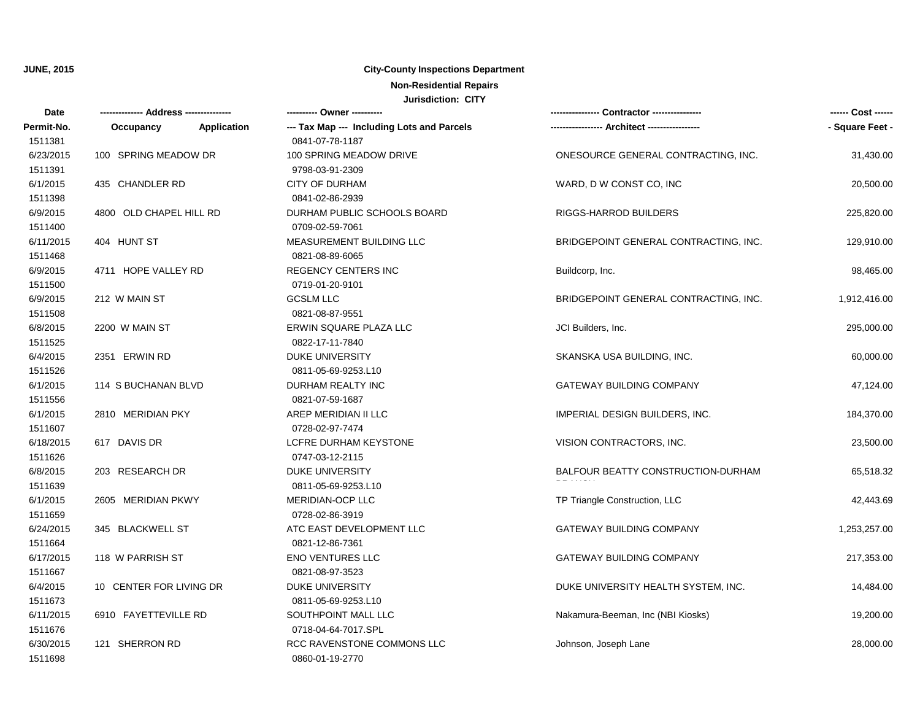**JUNE, 2015**

## City-County Inspections Department

### Non-Residential Repairs

### Jurisdiction: CITY

| Date / Permit-No. | Address / Occupancy / Application | Owner / Tax Map --- Including Lots and Parcels | Contractor / Architect | Cost / Square Feet |
|---|---|---|---|---|
| 1511381 | | 0841-07-78-1187 | | |
| 6/23/2015 | 100 SPRING MEADOW DR | 100 SPRING MEADOW DRIVE | ONESOURCE GENERAL CONTRACTING, INC. | 31,430.00 |
| 1511391 | | 9798-03-91-2309 | | |
| 6/1/2015 | 435 CHANDLER RD | CITY OF DURHAM | WARD, D W CONST CO, INC | 20,500.00 |
| 1511398 | | 0841-02-86-2939 | | |
| 6/9/2015 | 4800 OLD CHAPEL HILL RD | DURHAM PUBLIC SCHOOLS BOARD | RIGGS-HARROD BUILDERS | 225,820.00 |
| 1511400 | | 0709-02-59-7061 | | |
| 6/11/2015 | 404 HUNT ST | MEASUREMENT BUILDING LLC | BRIDGEPOINT GENERAL CONTRACTING, INC. | 129,910.00 |
| 1511468 | | 0821-08-89-6065 | | |
| 6/9/2015 | 4711 HOPE VALLEY RD | REGENCY CENTERS INC | Buildcorp, Inc. | 98,465.00 |
| 1511500 | | 0719-01-20-9101 | | |
| 6/9/2015 | 212 W MAIN ST | GCSLM LLC | BRIDGEPOINT GENERAL CONTRACTING, INC. | 1,912,416.00 |
| 1511508 | | 0821-08-87-9551 | | |
| 6/8/2015 | 2200 W MAIN ST | ERWIN SQUARE PLAZA LLC | JCI Builders, Inc. | 295,000.00 |
| 1511525 | | 0822-17-11-7840 | | |
| 6/4/2015 | 2351 ERWIN RD | DUKE UNIVERSITY | SKANSKA USA BUILDING, INC. | 60,000.00 |
| 1511526 | | 0811-05-69-9253.L10 | | |
| 6/1/2015 | 114 S BUCHANAN BLVD | DURHAM REALTY INC | GATEWAY BUILDING COMPANY | 47,124.00 |
| 1511556 | | 0821-07-59-1687 | | |
| 6/1/2015 | 2810 MERIDIAN PKY | AREP MERIDIAN II LLC | IMPERIAL DESIGN BUILDERS, INC. | 184,370.00 |
| 1511607 | | 0728-02-97-7474 | | |
| 6/18/2015 | 617 DAVIS DR | LCFRE DURHAM KEYSTONE | VISION CONTRACTORS, INC. | 23,500.00 |
| 1511626 | | 0747-03-12-2115 | | |
| 6/8/2015 | 203 RESEARCH DR | DUKE UNIVERSITY | BALFOUR BEATTY CONSTRUCTION-DURHAM | 65,518.32 |
| 1511639 | | 0811-05-69-9253.L10 | | |
| 6/1/2015 | 2605 MERIDIAN PKWY | MERIDIAN-OCP LLC | TP Triangle Construction, LLC | 42,443.69 |
| 1511659 | | 0728-02-86-3919 | | |
| 6/24/2015 | 345 BLACKWELL ST | ATC EAST DEVELOPMENT LLC | GATEWAY BUILDING COMPANY | 1,253,257.00 |
| 1511664 | | 0821-12-86-7361 | | |
| 6/17/2015 | 118 W PARRISH ST | ENO VENTURES LLC | GATEWAY BUILDING COMPANY | 217,353.00 |
| 1511667 | | 0821-08-97-3523 | | |
| 6/4/2015 | 10 CENTER FOR LIVING DR | DUKE UNIVERSITY | DUKE UNIVERSITY HEALTH SYSTEM, INC. | 14,484.00 |
| 1511673 | | 0811-05-69-9253.L10 | | |
| 6/11/2015 | 6910 FAYETTEVILLE RD | SOUTHPOINT MALL LLC | Nakamura-Beeman, Inc (NBI Kiosks) | 19,200.00 |
| 1511676 | | 0718-04-64-7017.SPL | | |
| 6/30/2015 | 121 SHERRON RD | RCC RAVENSTONE COMMONS LLC | Johnson, Joseph Lane | 28,000.00 |
| 1511698 | | 0860-01-19-2770 | | |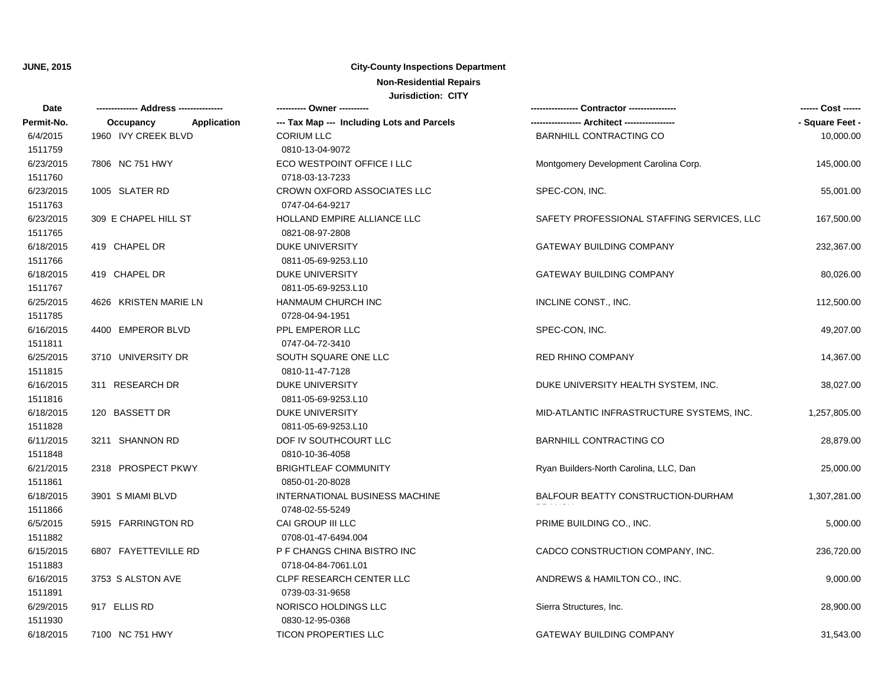**JUNE, 2015**

**City-County Inspections Department**

**Non-Residential Repairs**

**Jurisdiction: CITY**

| Date / Permit-No. | Address / Occupancy / Application | Owner / Tax Map --- Including Lots and Parcels | Contractor / Architect | Cost / Square Feet |
|---|---|---|---|---|
| 6/4/2015<br>1511759 | 1960 IVY CREEK BLVD | CORIUM LLC<br>0810-13-04-9072 | BARNHILL CONTRACTING CO | 10,000.00 |
| 6/23/2015<br>1511760 | 7806 NC 751 HWY | ECO WESTPOINT OFFICE I LLC<br>0718-03-13-7233 | Montgomery Development Carolina Corp. | 145,000.00 |
| 6/23/2015<br>1511763 | 1005 SLATER RD | CROWN OXFORD ASSOCIATES LLC<br>0747-04-64-9217 | SPEC-CON, INC. | 55,001.00 |
| 6/23/2015<br>1511765 | 309 E CHAPEL HILL ST | HOLLAND EMPIRE ALLIANCE LLC<br>0821-08-97-2808 | SAFETY PROFESSIONAL STAFFING SERVICES, LLC | 167,500.00 |
| 6/18/2015<br>1511766 | 419 CHAPEL DR | DUKE UNIVERSITY<br>0811-05-69-9253.L10 | GATEWAY BUILDING COMPANY | 232,367.00 |
| 6/18/2015<br>1511767 | 419 CHAPEL DR | DUKE UNIVERSITY<br>0811-05-69-9253.L10 | GATEWAY BUILDING COMPANY | 80,026.00 |
| 6/25/2015<br>1511785 | 4626 KRISTEN MARIE LN | HANMAUM CHURCH INC<br>0728-04-94-1951 | INCLINE CONST., INC. | 112,500.00 |
| 6/16/2015<br>1511811 | 4400 EMPEROR BLVD | PPL EMPEROR LLC<br>0747-04-72-3410 | SPEC-CON, INC. | 49,207.00 |
| 6/25/2015<br>1511815 | 3710 UNIVERSITY DR | SOUTH SQUARE ONE LLC<br>0810-11-47-7128 | RED RHINO COMPANY | 14,367.00 |
| 6/16/2015<br>1511816 | 311 RESEARCH DR | DUKE UNIVERSITY<br>0811-05-69-9253.L10 | DUKE UNIVERSITY HEALTH SYSTEM, INC. | 38,027.00 |
| 6/18/2015<br>1511828 | 120 BASSETT DR | DUKE UNIVERSITY<br>0811-05-69-9253.L10 | MID-ATLANTIC INFRASTRUCTURE SYSTEMS, INC. | 1,257,805.00 |
| 6/11/2015<br>1511848 | 3211 SHANNON RD | DOF IV SOUTHCOURT LLC<br>0810-10-36-4058 | BARNHILL CONTRACTING CO | 28,879.00 |
| 6/21/2015<br>1511861 | 2318 PROSPECT PKWY | BRIGHTLEAF COMMUNITY<br>0850-01-20-8028 | Ryan Builders-North Carolina, LLC, Dan | 25,000.00 |
| 6/18/2015<br>1511866 | 3901 S MIAMI BLVD | INTERNATIONAL BUSINESS MACHINE<br>0748-02-55-5249 | BALFOUR BEATTY CONSTRUCTION-DURHAM BRANCH | 1,307,281.00 |
| 6/5/2015<br>1511882 | 5915 FARRINGTON RD | CAI GROUP III LLC<br>0708-01-47-6494.004 | PRIME BUILDING CO., INC. | 5,000.00 |
| 6/15/2015<br>1511883 | 6807 FAYETTEVILLE RD | P F CHANGS CHINA BISTRO INC<br>0718-04-84-7061.L01 | CADCO CONSTRUCTION COMPANY, INC. | 236,720.00 |
| 6/16/2015<br>1511891 | 3753 S ALSTON AVE | CLPF RESEARCH CENTER LLC<br>0739-03-31-9658 | ANDREWS & HAMILTON CO., INC. | 9,000.00 |
| 6/29/2015<br>1511930 | 917 ELLIS RD | NORISCO HOLDINGS LLC<br>0830-12-95-0368 | Sierra Structures, Inc. | 28,900.00 |
| 6/18/2015 | 7100 NC 751 HWY | TICON PROPERTIES LLC | GATEWAY BUILDING COMPANY | 31,543.00 |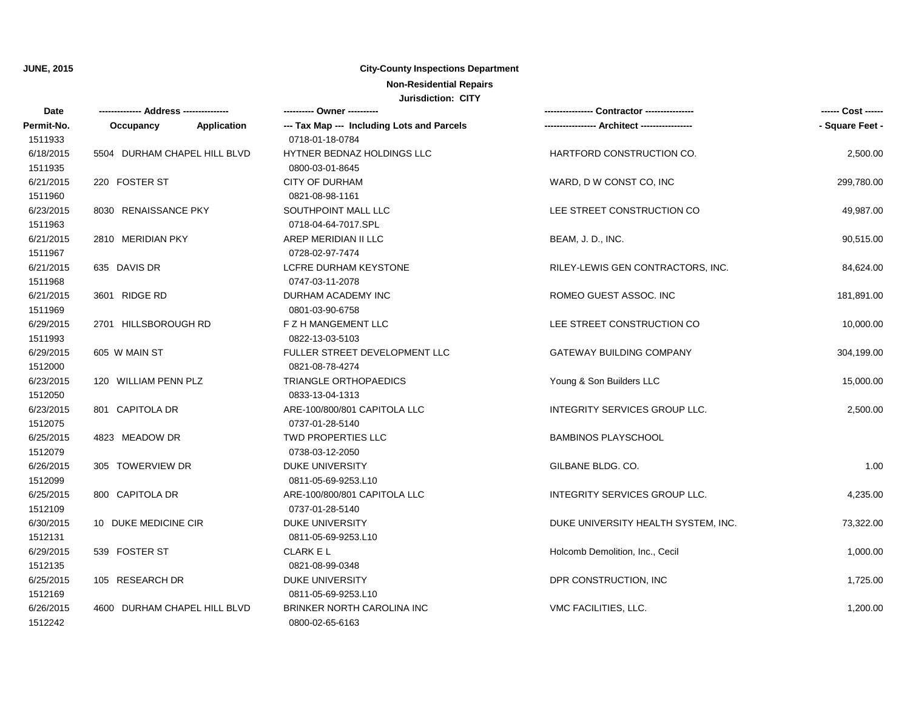**JUNE, 2015**

**City-County Inspections Department**

**Non-Residential Repairs**

**Jurisdiction: CITY**

| Date<br>Permit-No. | -------------- Address --------------<br>Occupancy | <br>Application | ---------- Owner ----------<br>--- Tax Map --- Including Lots and Parcels | ---------------- Contractor ----------------<br>----------------- Architect ----------------- | ------ Cost ------<br>- Square Feet - |
|---|---|---|---|---|---|
| 1511933 | | | 0718-01-18-0784 | | |
| 6/18/2015 | 5504 DURHAM CHAPEL HILL BLVD | | HYTNER BEDNAZ HOLDINGS LLC | HARTFORD CONSTRUCTION CO. | 2,500.00 |
| 1511935 | | | 0800-03-01-8645 | | |
| 6/21/2015 | 220 FOSTER ST | | CITY OF DURHAM | WARD, D W CONST CO, INC | 299,780.00 |
| 1511960 | | | 0821-08-98-1161 | | |
| 6/23/2015 | 8030 RENAISSANCE PKY | | SOUTHPOINT MALL LLC | LEE STREET CONSTRUCTION CO | 49,987.00 |
| 1511963 | | | 0718-04-64-7017.SPL | | |
| 6/21/2015 | 2810 MERIDIAN PKY | | AREP MERIDIAN II LLC | BEAM, J. D., INC. | 90,515.00 |
| 1511967 | | | 0728-02-97-7474 | | |
| 6/21/2015 | 635 DAVIS DR | | LCFRE DURHAM KEYSTONE | RILEY-LEWIS GEN CONTRACTORS, INC. | 84,624.00 |
| 1511968 | | | 0747-03-11-2078 | | |
| 6/21/2015 | 3601 RIDGE RD | | DURHAM ACADEMY INC | ROMEO GUEST ASSOC. INC | 181,891.00 |
| 1511969 | | | 0801-03-90-6758 | | |
| 6/29/2015 | 2701 HILLSBOROUGH RD | | F Z H MANGEMENT LLC | LEE STREET CONSTRUCTION CO | 10,000.00 |
| 1511993 | | | 0822-13-03-5103 | | |
| 6/29/2015 | 605 W MAIN ST | | FULLER STREET DEVELOPMENT LLC | GATEWAY BUILDING COMPANY | 304,199.00 |
| 1512000 | | | 0821-08-78-4274 | | |
| 6/23/2015 | 120 WILLIAM PENN PLZ | | TRIANGLE ORTHOPAEDICS | Young & Son Builders LLC | 15,000.00 |
| 1512050 | | | 0833-13-04-1313 | | |
| 6/23/2015 | 801 CAPITOLA DR | | ARE-100/800/801 CAPITOLA LLC | INTEGRITY SERVICES GROUP LLC. | 2,500.00 |
| 1512075 | | | 0737-01-28-5140 | | |
| 6/25/2015 | 4823 MEADOW DR | | TWD PROPERTIES LLC | BAMBINOS PLAYSCHOOL | |
| 1512079 | | | 0738-03-12-2050 | | |
| 6/26/2015 | 305 TOWERVIEW DR | | DUKE UNIVERSITY | GILBANE BLDG. CO. | 1.00 |
| 1512099 | | | 0811-05-69-9253.L10 | | |
| 6/25/2015 | 800 CAPITOLA DR | | ARE-100/800/801 CAPITOLA LLC | INTEGRITY SERVICES GROUP LLC. | 4,235.00 |
| 1512109 | | | 0737-01-28-5140 | | |
| 6/30/2015 | 10 DUKE MEDICINE CIR | | DUKE UNIVERSITY | DUKE UNIVERSITY HEALTH SYSTEM, INC. | 73,322.00 |
| 1512131 | | | 0811-05-69-9253.L10 | | |
| 6/29/2015 | 539 FOSTER ST | | CLARK E L | Holcomb Demolition, Inc., Cecil | 1,000.00 |
| 1512135 | | | 0821-08-99-0348 | | |
| 6/25/2015 | 105 RESEARCH DR | | DUKE UNIVERSITY | DPR CONSTRUCTION, INC | 1,725.00 |
| 1512169 | | | 0811-05-69-9253.L10 | | |
| 6/26/2015 | 4600 DURHAM CHAPEL HILL BLVD | | BRINKER NORTH CAROLINA INC | VMC FACILITIES, LLC. | 1,200.00 |
| 1512242 | | | 0800-02-65-6163 | | |